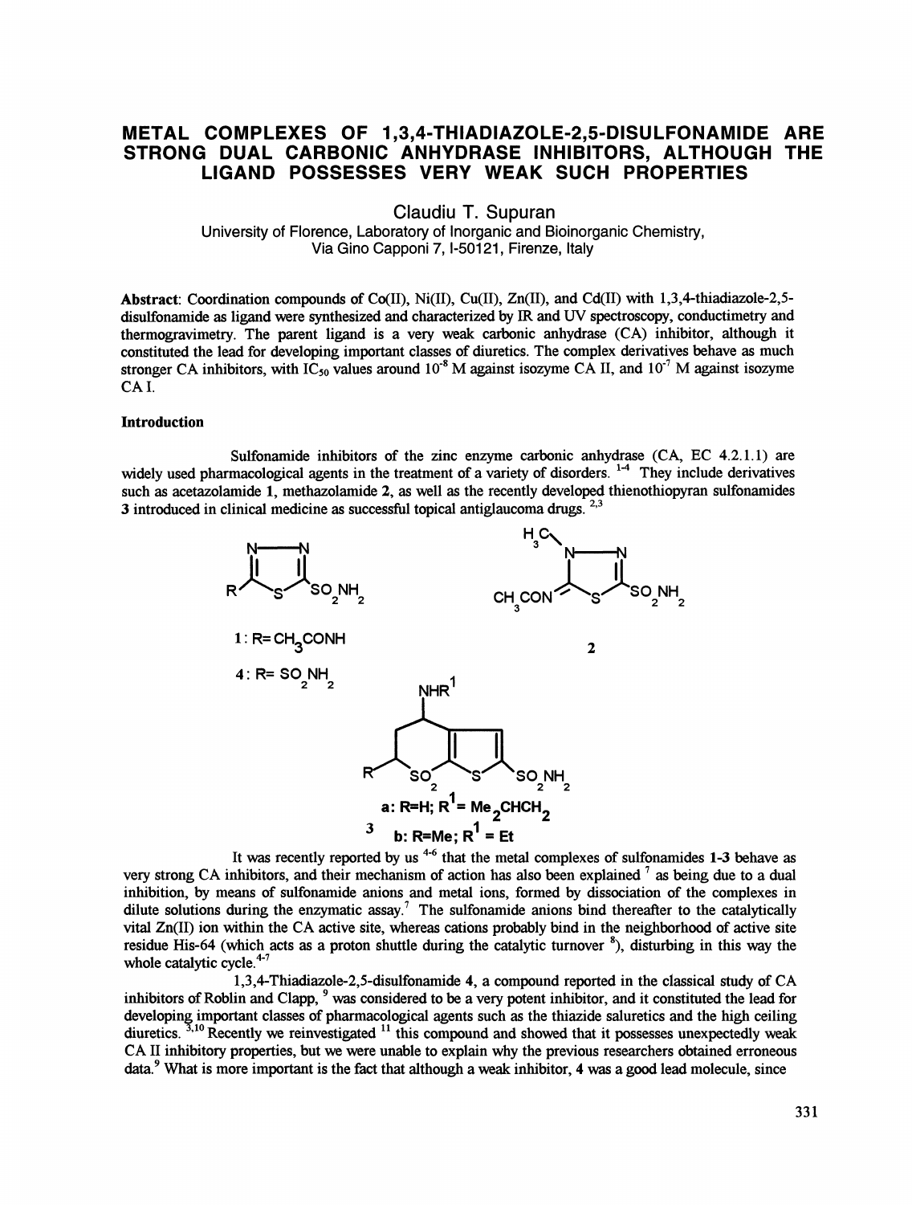# METAL COMPLEXES OF 1,3,4-THIADIAZOLE-2,5-DISULFONAMIDE ARE STRONG DUAL CARBONIC ANHYDRASE INHIBITORS, ALTHOUGH THE LIGAND POSSESSES VERY WEAK SUCH PROPERTIES

Claudiu T. Supuran

University of Florence, Laboratory of Inorganic and Bioinorganic Chemistry, Via Gino Capponi 7, I-50121, Firenze, Italy

**Abstract**: Coordination compounds of Co(II), Ni(II), Cu(II), Zn(II), and Cd(II) with 1,3,4-thiadiazole-2,5-disulfonamide as ligand were synthesized and characterized by IR and UV spectroscopy, conductimetry and thermogravimetry. The parent ligand is a very weak carbonic anhydrase (CA) inhibitor, although it constituted the lead for developing important classes of diuretics. The complex derivatives behave as much stronger CA inhibitors, with $IC_{50}$ values around $10^{-8}$ M against isozyme CA II, and $10^{-7}$ M against isozyme CA I.

## Introduction

Sulfonamide inhibitors of the zinc enzyme carbonic anhydrase (CA, EC 4.2.1.1) are widely used pharmacological agents in the treatment of a variety of disorders.[1-4] They include derivatives such as acetazolamide **1**, methazolamide **2**, as well as the recently developed thienothiopyran sulfonamides **3** introduced in clinical medicine as successful topical antiglaucoma drugs.[2,3]

**1**: R= $CH_3CONH$

**4**: R= $SO_2NH_2$

**2**

**3** a: R=H; $R^1$= $Me_2CHCH_2$ b: R=Me; $R^1$ = Et

It was recently reported by us[4-6] that the metal complexes of sulfonamides **1-3** behave as very strong CA inhibitors, and their mechanism of action has also been explained[7] as being due to a dual inhibition, by means of sulfonamide anions and metal ions, formed by dissociation of the complexes in dilute solutions during the enzymatic assay.[7] The sulfonamide anions bind thereafter to the catalytically vital Zn(II) ion within the CA active site, whereas cations probably bind in the neighborhood of active site residue His-64 (which acts as a proton shuttle during the catalytic turnover[8]), disturbing in this way the whole catalytic cycle.[4-7]

1,3,4-Thiadiazole-2,5-disulfonamide **4**, a compound reported in the classical study of CA inhibitors of Roblin and Clapp,[9] was considered to be a very potent inhibitor, and it constituted the lead for developing important classes of pharmacological agents such as the thiazide saluretics and the high ceiling diuretics.[3,10] Recently we reinvestigated[11] this compound and showed that it possesses unexpectedly weak CA II inhibitory properties, but we were unable to explain why the previous researchers obtained erroneous data.[9] What is more important is the fact that although a weak inhibitor, **4** was a good lead molecule, since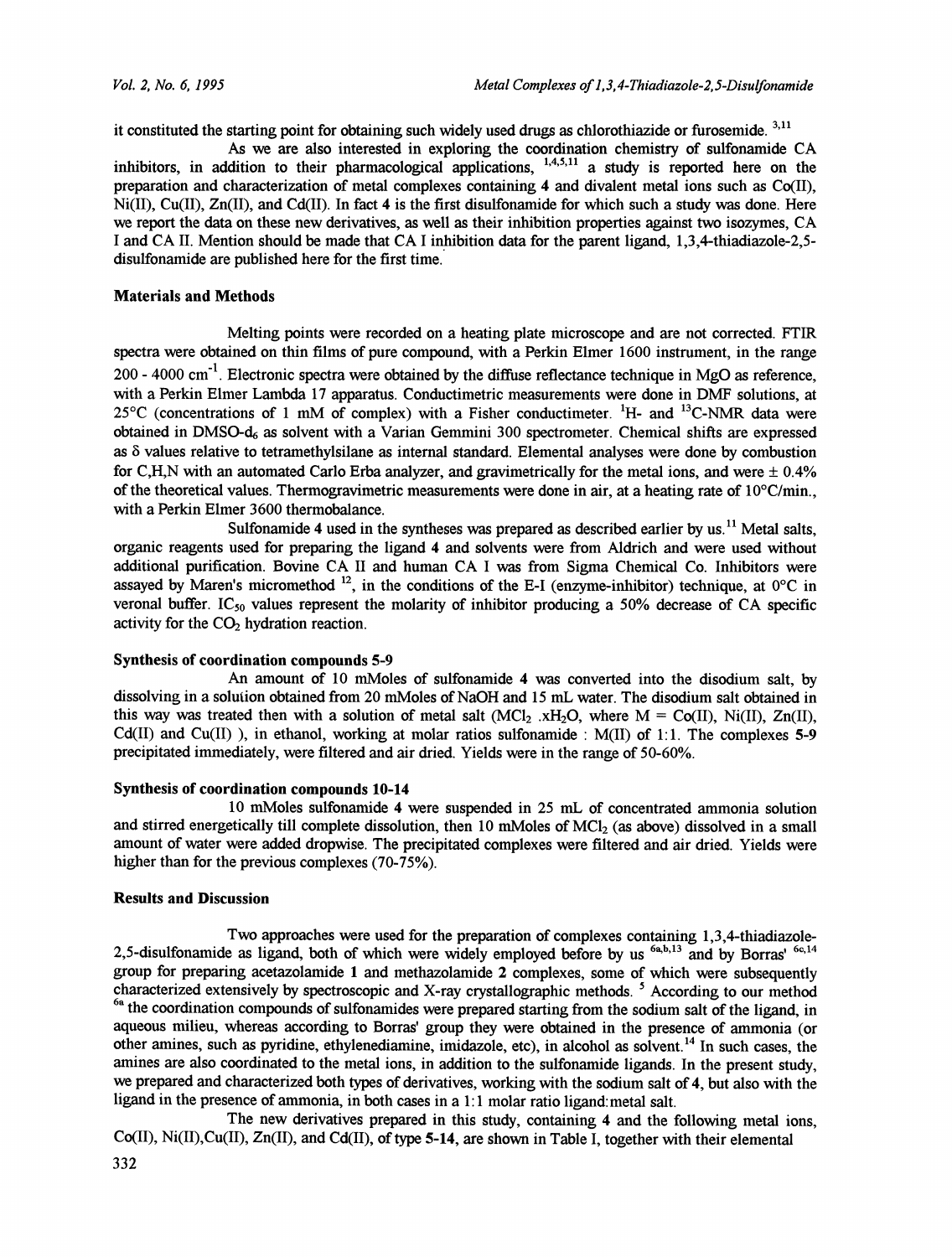it constituted the starting point for obtaining such widely used drugs as chlorothiazide or furosemide. [3,11]

As we are also interested in exploring the coordination chemistry of sulfonamide CA inhibitors, in addition to their pharmacological applications, [1,4,5,11] a study is reported here on the preparation and characterization of metal complexes containing 4 and divalent metal ions such as Co(II), Ni(II), Cu(II), Zn(II), and Cd(II). In fact 4 is the first disulfonamide for which such a study was done. Here we report the data on these new derivatives, as well as their inhibition properties against two isozymes, CA I and CA II. Mention should be made that CA I inhibition data for the parent ligand, 1,3,4-thiadiazole-2,5-disulfonamide are published here for the first time.

### Materials and Methods

Melting points were recorded on a heating plate microscope and are not corrected. FTIR spectra were obtained on thin films of pure compound, with a Perkin Elmer 1600 instrument, in the range 200 - 4000 $cm^{-1}$. Electronic spectra were obtained by the diffuse reflectance technique in MgO as reference, with a Perkin Elmer Lambda 17 apparatus. Conductimetric measurements were done in DMF solutions, at 25°C (concentrations of 1 mM of complex) with a Fisher conductimeter. $^{1}H$- and $^{13}C$-NMR data were obtained in DMSO-$d_6$ as solvent with a Varian Gemmini 300 spectrometer. Chemical shifts are expressed as δ values relative to tetramethylsilane as internal standard. Elemental analyses were done by combustion for C,H,N with an automated Carlo Erba analyzer, and gravimetrically for the metal ions, and were ± 0.4% of the theoretical values. Thermogravimetric measurements were done in air, at a heating rate of 10°C/min., with a Perkin Elmer 3600 thermobalance.

Sulfonamide 4 used in the syntheses was prepared as described earlier by us.[11] Metal salts, organic reagents used for preparing the ligand 4 and solvents were from Aldrich and were used without additional purification. Bovine CA II and human CA I was from Sigma Chemical Co. Inhibitors were assayed by Maren's micromethod [12], in the conditions of the E-I (enzyme-inhibitor) technique, at 0°C in veronal buffer. $IC_{50}$ values represent the molarity of inhibitor producing a 50% decrease of CA specific activity for the $CO_2$ hydration reaction.

### Synthesis of coordination compounds 5-9

An amount of 10 mMoles of sulfonamide 4 was converted into the disodium salt, by dissolving in a solution obtained from 20 mMoles of NaOH and 15 mL water. The disodium salt obtained in this way was treated then with a solution of metal salt ($MCl_2 .xH_2O$, where M = Co(II), Ni(II), Zn(II), Cd(II) and Cu(II) ), in ethanol, working at molar ratios sulfonamide : M(II) of 1:1. The complexes 5-9 precipitated immediately, were filtered and air dried. Yields were in the range of 50-60%.

### Synthesis of coordination compounds 10-14

10 mMoles sulfonamide 4 were suspended in 25 mL of concentrated ammonia solution and stirred energetically till complete dissolution, then 10 mMoles of $MCl_2$ (as above) dissolved in a small amount of water were added dropwise. The precipitated complexes were filtered and air dried. Yields were higher than for the previous complexes (70-75%).

### Results and Discussion

Two approaches were used for the preparation of complexes containing 1,3,4-thiadiazole-2,5-disulfonamide as ligand, both of which were widely employed before by us [6a,b,13] and by Borras' [6c,14] group for preparing acetazolamide 1 and methazolamide 2 complexes, some of which were subsequently characterized extensively by spectroscopic and X-ray crystallographic methods. [5] According to our method [6a] the coordination compounds of sulfonamides were prepared starting from the sodium salt of the ligand, in aqueous milieu, whereas according to Borras' group they were obtained in the presence of ammonia (or other amines, such as pyridine, ethylenediamine, imidazole, etc), in alcohol as solvent.[14] In such cases, the amines are also coordinated to the metal ions, in addition to the sulfonamide ligands. In the present study, we prepared and characterized both types of derivatives, working with the sodium salt of 4, but also with the ligand in the presence of ammonia, in both cases in a 1:1 molar ratio ligand:metal salt.

The new derivatives prepared in this study, containing 4 and the following metal ions, Co(II), Ni(II),Cu(II), Zn(II), and Cd(II), of type 5-14, are shown in Table I, together with their elemental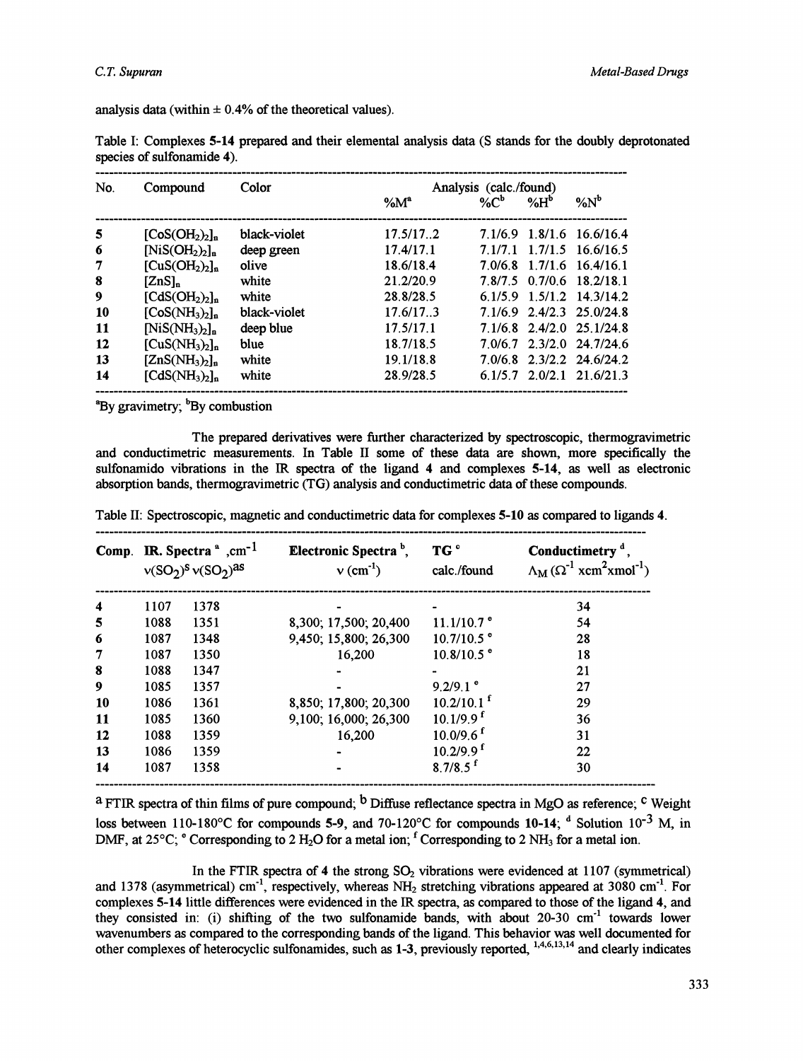analysis data (within ± 0.4% of the theoretical values).

Table I: Complexes **5-14** prepared and their elemental analysis data (S stands for the doubly deprotonated species of sulfonamide **4**).

| No. | Compound | Color | Analysis (calc./found) | | | |
|---|---|---|---|---|---|---|
| | | | %M[a] | %C[b] | %H[b] | %N[b] |
| **5** | $[CoS(OH_2)_2]_n$ | black-violet | 17.5/17..2 | 7.1/6.9 | 1.8/1.6 | 16.6/16.4 |
| **6** | $[NiS(OH_2)_2]_n$ | deep green | 17.4/17.1 | 7.1/7.1 | 1.7/1.5 | 16.6/16.5 |
| **7** | $[CuS(OH_2)_2]_n$ | olive | 18.6/18.4 | 7.0/6.8 | 1.7/1.6 | 16.4/16.1 |
| **8** | $[ZnS]_n$ | white | 21.2/20.9 | 7.8/7.5 | 0.7/0.6 | 18.2/18.1 |
| **9** | $[CdS(OH_2)_2]_n$ | white | 28.8/28.5 | 6.1/5.9 | 1.5/1.2 | 14.3/14.2 |
| **10** | $[CoS(NH_3)_2]_n$ | black-violet | 17.6/17..3 | 7.1/6.9 | 2.4/2.3 | 25.0/24.8 |
| **11** | $[NiS(NH_3)_2]_n$ | deep blue | 17.5/17.1 | 7.1/6.8 | 2.4/2.0 | 25.1/24.8 |
| **12** | $[CuS(NH_3)_2]_n$ | blue | 18.7/18.5 | 7.0/6.7 | 2.3/2.0 | 24.7/24.6 |
| **13** | $[ZnS(NH_3)_2]_n$ | white | 19.1/18.8 | 7.0/6.8 | 2.3/2.2 | 24.6/24.2 |
| **14** | $[CdS(NH_3)_2]_n$ | white | 28.9/28.5 | 6.1/5.7 | 2.0/2.1 | 21.6/21.3 |

[a]By gravimetry; [b]By combustion

The prepared derivatives were further characterized by spectroscopic, thermogravimetric and conductimetric measurements. In Table II some of these data are shown, more specifically the sulfonamido vibrations in the IR spectra of the ligand **4** and complexes **5-14**, as well as electronic absorption bands, thermogravimetric (TG) analysis and conductimetric data of these compounds.

Table II: Spectroscopic, magnetic and conductimetric data for complexes **5-10** as compared to ligands **4**.

| Comp. | IR. Spectra [a], $cm^{-1}$ | | Electronic Spectra [b], $\nu$ ($cm^{-1}$) | TG [c] calc./found | Conductimetry [d], $\Lambda_M$ ($\Omega^{-1}$ x$cm^2$x$mol^{-1}$) |
|---|---|---|---|---|---|
| | $\nu(SO_2)^s$ | $\nu(SO_2)^{as}$ | | | |
| **4** | 1107 | 1378 | - | - | 34 |
| **5** | 1088 | 1351 | 8,300; 17,500; 20,400 | 11.1/10.7 [e] | 54 |
| **6** | 1087 | 1348 | 9,450; 15,800; 26,300 | 10.7/10.5 [e] | 28 |
| **7** | 1087 | 1350 | 16,200 | 10.8/10.5 [e] | 18 |
| **8** | 1088 | 1347 | - | - | 21 |
| **9** | 1085 | 1357 | - | 9.2/9.1 [e] | 27 |
| **10** | 1086 | 1361 | 8,850; 17,800; 20,300 | 10.2/10.1 [f] | 29 |
| **11** | 1085 | 1360 | 9,100; 16,000; 26,300 | 10.1/9.9 [f] | 36 |
| **12** | 1088 | 1359 | 16,200 | 10.0/9.6 [f] | 31 |
| **13** | 1086 | 1359 | - | 10.2/9.9 [f] | 22 |
| **14** | 1087 | 1358 | - | 8.7/8.5 [f] | 30 |

[a] FTIR spectra of thin films of pure compound; [b] Diffuse reflectance spectra in MgO as reference; [c] Weight loss between 110-180°C for compounds **5-9**, and 70-120°C for compounds **10-14**; [d] Solution $10^{-3}$ M, in DMF, at 25°C; [e] Corresponding to 2 $H_2O$ for a metal ion; [f] Corresponding to 2 $NH_3$ for a metal ion.

In the FTIR spectra of **4** the strong $SO_2$ vibrations were evidenced at 1107 (symmetrical) and 1378 (asymmetrical) $cm^{-1}$, respectively, whereas $NH_2$ stretching vibrations appeared at 3080 $cm^{-1}$. For complexes **5-14** little differences were evidenced in the IR spectra, as compared to those of the ligand **4**, and they consisted in: (i) shifting of the two sulfonamide bands, with about 20-30 $cm^{-1}$ towards lower wavenumbers as compared to the corresponding bands of the ligand. This behavior was well documented for other complexes of heterocyclic sulfonamides, such as **1-3**, previously reported, [1,4,6,13,14] and clearly indicates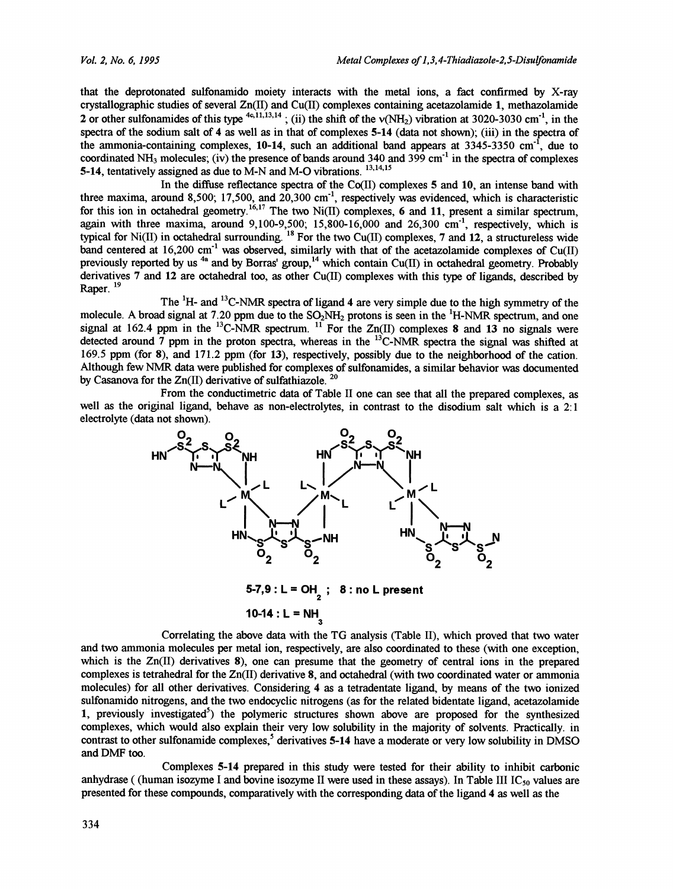that the deprotonated sulfonamido moiety interacts with the metal ions, a fact confirmed by X-ray crystallographic studies of several Zn(II) and Cu(II) complexes containing acetazolamide **1**, methazolamide **2** or other sulfonamides of this type [4c,11,13,14]; (ii) the shift of the $\nu(NH_2)$ vibration at 3020-3030 $cm^{-1}$, in the spectra of the sodium salt of **4** as well as in that of complexes **5-14** (data not shown); (iii) in the spectra of the ammonia-containing complexes, **10-14**, such an additional band appears at 3345-3350 $cm^{-1}$, due to coordinated $NH_3$ molecules; (iv) the presence of bands around 340 and 399 $cm^{-1}$ in the spectra of complexes **5-14**, tentatively assigned as due to M-N and M-O vibrations. [13,14,15]

In the diffuse reflectance spectra of the Co(II) complexes **5** and **10**, an intense band with three maxima, around 8,500; 17,500, and 20,300 $cm^{-1}$, respectively was evidenced, which is characteristic for this ion in octahedral geometry.[16,17] The two Ni(II) complexes, **6** and **11**, present a similar spectrum, again with three maxima, around 9,100-9,500; 15,800-16,000 and 26,300 $cm^{-1}$, respectively, which is typical for Ni(II) in octahedral surrounding. [18] For the two Cu(II) complexes, **7** and **12**, a structureless wide band centered at 16,200 $cm^{-1}$ was observed, similarly with that of the acetazolamide complexes of Cu(II) previously reported by us [4a] and by Borras' group,[14] which contain Cu(II) in octahedral geometry. Probably derivatives **7** and **12** are octahedral too, as other Cu(II) complexes with this type of ligands, described by Raper. [19]

The $^1H$- and $^{13}C$-NMR spectra of ligand **4** are very simple due to the high symmetry of the molecule. A broad signal at 7.20 ppm due to the $SO_2NH_2$ protons is seen in the $^1H$-NMR spectrum, and one signal at 162.4 ppm in the $^{13}C$-NMR spectrum. [11] For the Zn(II) complexes **8** and **13** no signals were detected around 7 ppm in the proton spectra, whereas in the $^{13}C$-NMR spectra the signal was shifted at 169.5 ppm (for **8**), and 171.2 ppm (for **13**), respectively, possibly due to the neighborhood of the cation. Although few NMR data were published for complexes of sulfonamides, a similar behavior was documented by Casanova for the Zn(II) derivative of sulfathiazole. [20]

From the conductimetric data of Table II one can see that all the prepared complexes, as well as the original ligand, behave as non-electrolytes, in contrast to the disodium salt which is a 2:1 electrolyte (data not shown).

**5-7,9 : L = $OH_2$ ; 8 : no L present**

**10-14 : L = $NH_3$**

Correlating the above data with the TG analysis (Table II), which proved that two water and two ammonia molecules per metal ion, respectively, are also coordinated to these (with one exception, which is the Zn(II) derivatives **8**), one can presume that the geometry of central ions in the prepared complexes is tetrahedral for the Zn(II) derivative **8**, and octahedral (with two coordinated water or ammonia molecules) for all other derivatives. Considering **4** as a tetradentate ligand, by means of the two ionized sulfonamido nitrogens, and the two endocyclic nitrogens (as for the related bidentate ligand, acetazolamide **1**, previously investigated[5]) the polymeric structures shown above are proposed for the synthesized complexes, which would also explain their very low solubility in the majority of solvents. Practically. in contrast to other sulfonamide complexes,[5] derivatives **5-14** have a moderate or very low solubility in DMSO and DMF too.

Complexes **5-14** prepared in this study were tested for their ability to inhibit carbonic anhydrase ( (human isozyme I and bovine isozyme II were used in these assays). In Table III $IC_{50}$ values are presented for these compounds, comparatively with the corresponding data of the ligand **4** as well as the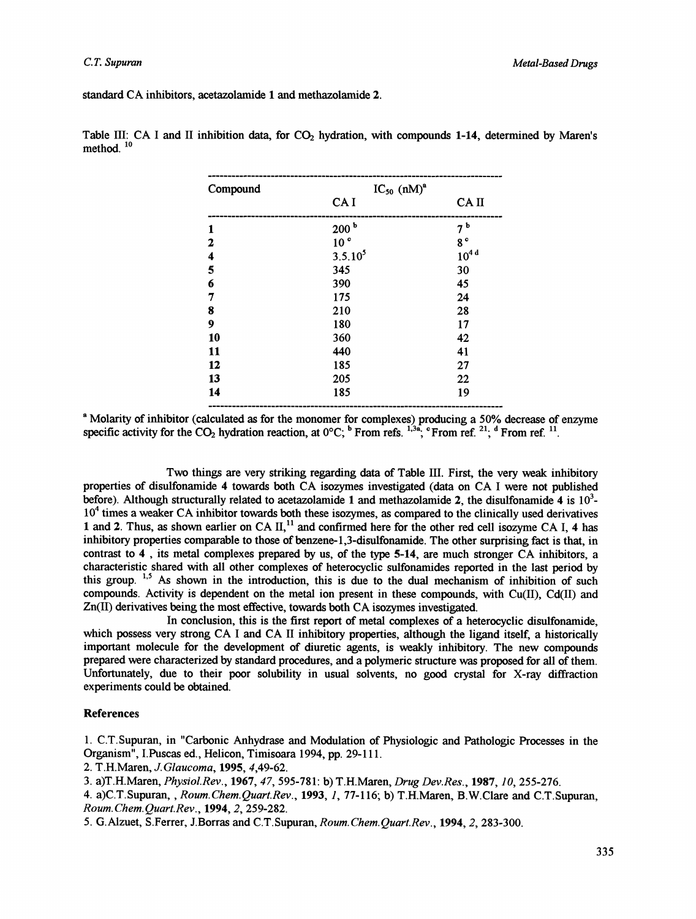standard CA inhibitors, acetazolamide **1** and methazolamide **2**.

Table III: CA I and II inhibition data, for $CO_2$ hydration, with compounds **1-14**, determined by Maren's method. [10]

| Compound | $IC_{50}$ (nM)[a] | |
|---|---|---|
| | CA I | CA II |
| **1** | 200 [b] | 7 [b] |
| **2** | 10 [c] | 8 [c] |
| **4** | $3.5.10^5$ | $10^4$ [d] |
| **5** | 345 | 30 |
| **6** | 390 | 45 |
| **7** | 175 | 24 |
| **8** | 210 | 28 |
| **9** | 180 | 17 |
| **10** | 360 | 42 |
| **11** | 440 | 41 |
| **12** | 185 | 27 |
| **13** | 205 | 22 |
| **14** | 185 | 19 |

[a] Molarity of inhibitor (calculated as for the monomer for complexes) producing a 50% decrease of enzyme specific activity for the $CO_2$ hydration reaction, at 0°C; [b] From refs. [1,3a]; [c] From ref. [21]; [d] From ref. [11].

Two things are very striking regarding data of Table III. First, the very weak inhibitory properties of disulfonamide **4** towards both CA isozymes investigated (data on CA I were not published before). Although structurally related to acetazolamide **1** and methazolamide **2**, the disulfonamide **4** is $10^3$-$10^4$ times a weaker CA inhibitor towards both these isozymes, as compared to the clinically used derivatives **1** and **2**. Thus, as shown earlier on CA II,[11] and confirmed here for the other red cell isozyme CA I, **4** has inhibitory properties comparable to those of benzene-1,3-disulfonamide. The other surprising fact is that, in contrast to **4** , its metal complexes prepared by us, of the type **5-14**, are much stronger CA inhibitors, a characteristic shared with all other complexes of heterocyclic sulfonamides reported in the last period by this group. [1,5] As shown in the introduction, this is due to the dual mechanism of inhibition of such compounds. Activity is dependent on the metal ion present in these compounds, with Cu(II), Cd(II) and Zn(II) derivatives being the most effective, towards both CA isozymes investigated.

In conclusion, this is the first report of metal complexes of a heterocyclic disulfonamide, which possess very strong CA I and CA II inhibitory properties, although the ligand itself, a historically important molecule for the development of diuretic agents, is weakly inhibitory. The new compounds prepared were characterized by standard procedures, and a polymeric structure was proposed for all of them. Unfortunately, due to their poor solubility in usual solvents, no good crystal for X-ray diffraction experiments could be obtained.

## References

1. C.T.Supuran, in "Carbonic Anhydrase and Modulation of Physiologic and Pathologic Processes in the Organism", I.Puscas ed., Helicon, Timisoara 1994, pp. 29-111.
2. T.H.Maren, *J.Glaucoma*, **1995**, *4*,49-62.
3. a)T.H.Maren, *Physiol.Rev.*, **1967**, *47*, 595-781: b) T.H.Maren, *Drug Dev.Res.*, **1987**, *10*, 255-276.
4. a)C.T.Supuran, , *Roum.Chem.Quart.Rev.*, **1993**, *1*, 77-116; b) T.H.Maren, B.W.Clare and C.T.Supuran, *Roum.Chem.Quart.Rev.*, **1994**, *2*, 259-282.
5. G.Alzuet, S.Ferrer, J.Borras and C.T.Supuran, *Roum.Chem.Quart.Rev.*, **1994**, *2*, 283-300.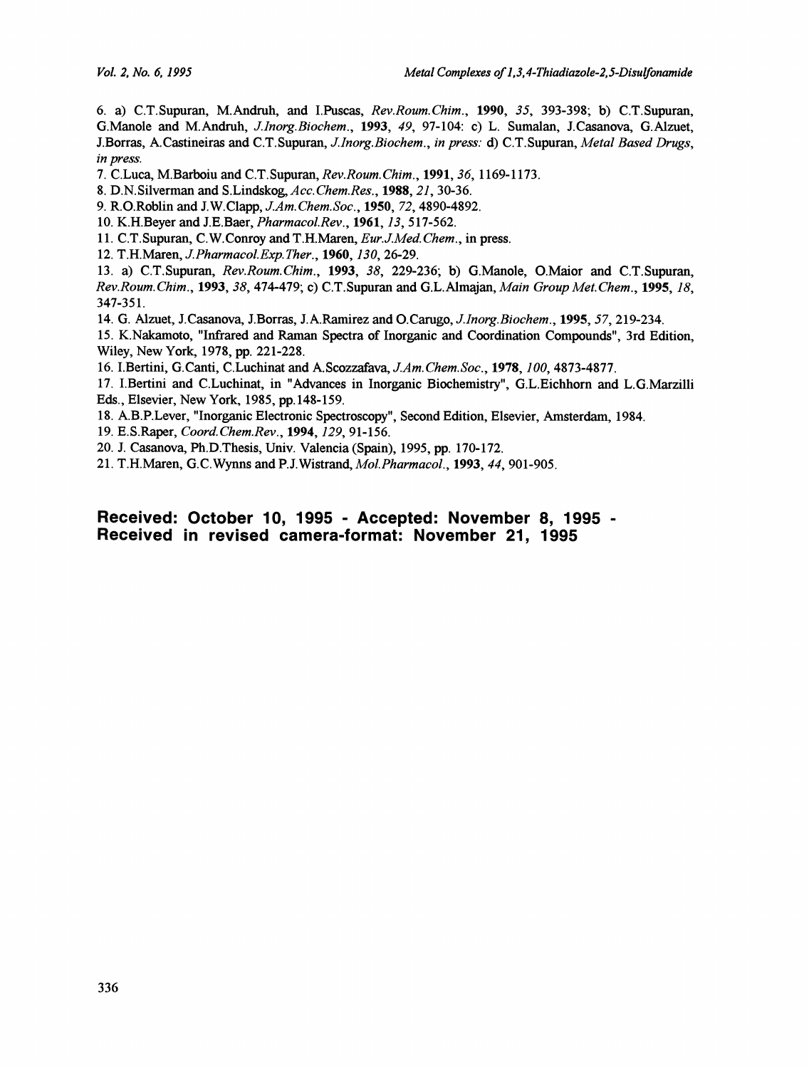6. a) C.T.Supuran, M.Andruh, and I.Puscas, *Rev.Roum.Chim.*, **1990**, *35*, 393-398; b) C.T.Supuran, G.Manole and M.Andruh, *J.Inorg.Biochem.*, **1993**, *49*, 97-104: c) L. Sumalan, J.Casanova, G.Alzuet, J.Borras, A.Castineiras and C.T.Supuran, *J.Inorg.Biochem.*, *in press:* d) C.T.Supuran, *Metal Based Drugs*, *in press.*

7. C.Luca, M.Barboiu and C.T.Supuran, *Rev.Roum.Chim.*, **1991**, *36*, 1169-1173.

8. D.N.Silverman and S.Lindskog, *Acc.Chem.Res.*, **1988**, *21*, 30-36.

9. R.O.Roblin and J.W.Clapp, *J.Am.Chem.Soc.*, **1950**, *72*, 4890-4892.

10. K.H.Beyer and J.E.Baer, *Pharmacol.Rev.*, **1961**, *13*, 517-562.

11. C.T.Supuran, C.W.Conroy and T.H.Maren, *Eur.J.Med.Chem.*, in press.

12. T.H.Maren, *J.Pharmacol.Exp.Ther.*, **1960**, *130*, 26-29.

13. a) C.T.Supuran, *Rev.Roum.Chim.*, **1993**, *38*, 229-236; b) G.Manole, O.Maior and C.T.Supuran, *Rev.Roum.Chim.*, **1993**, *38*, 474-479; c) C.T.Supuran and G.L.Almajan, *Main Group Met.Chem.*, **1995**, *18*, 347-351.

14. G. Alzuet, J.Casanova, J.Borras, J.A.Ramirez and O.Carugo, *J.Inorg.Biochem.*, **1995**, *57*, 219-234.

15. K.Nakamoto, "Infrared and Raman Spectra of Inorganic and Coordination Compounds", 3rd Edition, Wiley, New York, 1978, pp. 221-228.

16. I.Bertini, G.Canti, C.Luchinat and A.Scozzafava, *J.Am.Chem.Soc.*, **1978**, *100*, 4873-4877.

17. I.Bertini and C.Luchinat, in "Advances in Inorganic Biochemistry", G.L.Eichhorn and L.G.Marzilli Eds., Elsevier, New York, 1985, pp.148-159.

18. A.B.P.Lever, "Inorganic Electronic Spectroscopy", Second Edition, Elsevier, Amsterdam, 1984.

19. E.S.Raper, *Coord.Chem.Rev.*, **1994**, *129*, 91-156.

20. J. Casanova, Ph.D.Thesis, Univ. Valencia (Spain), 1995, pp. 170-172.

21. T.H.Maren, G.C.Wynns and P.J.Wistrand, *Mol.Pharmacol.*, **1993**, *44*, 901-905.

**Received: October 10, 1995 - Accepted: November 8, 1995 - Received in revised camera-format: November 21, 1995**